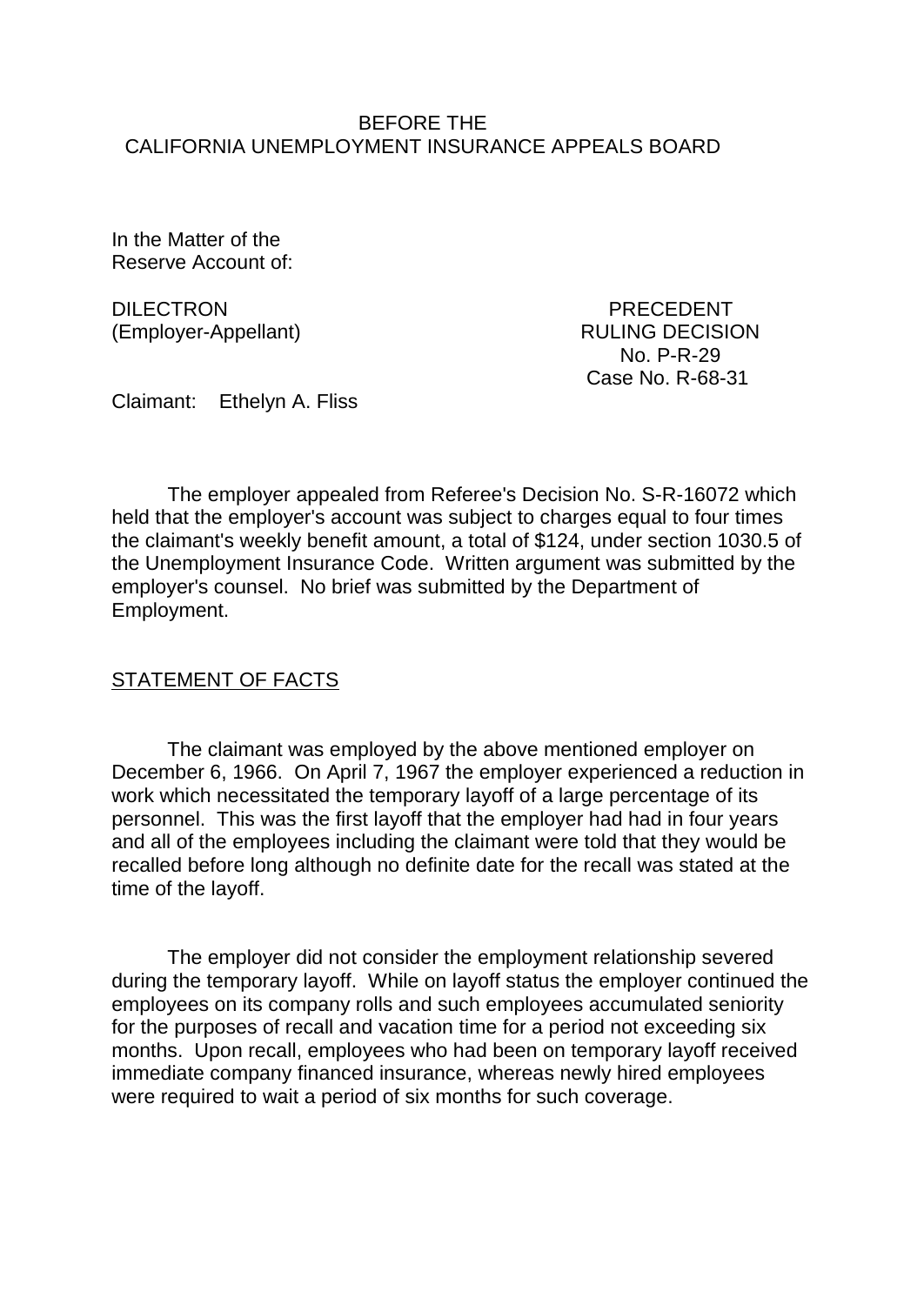BEFORE THE
CALIFORNIA UNEMPLOYMENT INSURANCE APPEALS BOARD

In the Matter of the
Reserve Account of:

DILECTRON
(Employer-Appellant)

PRECEDENT
RULING DECISION
No. P-R-29
Case No. R-68-31

Claimant: Ethelyn A. Fliss

The employer appealed from Referee's Decision No. S-R-16072 which held that the employer's account was subject to charges equal to four times the claimant's weekly benefit amount, a total of $124, under section 1030.5 of the Unemployment Insurance Code. Written argument was submitted by the employer's counsel. No brief was submitted by the Department of Employment.

STATEMENT OF FACTS

The claimant was employed by the above mentioned employer on December 6, 1966. On April 7, 1967 the employer experienced a reduction in work which necessitated the temporary layoff of a large percentage of its personnel. This was the first layoff that the employer had had in four years and all of the employees including the claimant were told that they would be recalled before long although no definite date for the recall was stated at the time of the layoff.

The employer did not consider the employment relationship severed during the temporary layoff. While on layoff status the employer continued the employees on its company rolls and such employees accumulated seniority for the purposes of recall and vacation time for a period not exceeding six months. Upon recall, employees who had been on temporary layoff received immediate company financed insurance, whereas newly hired employees were required to wait a period of six months for such coverage.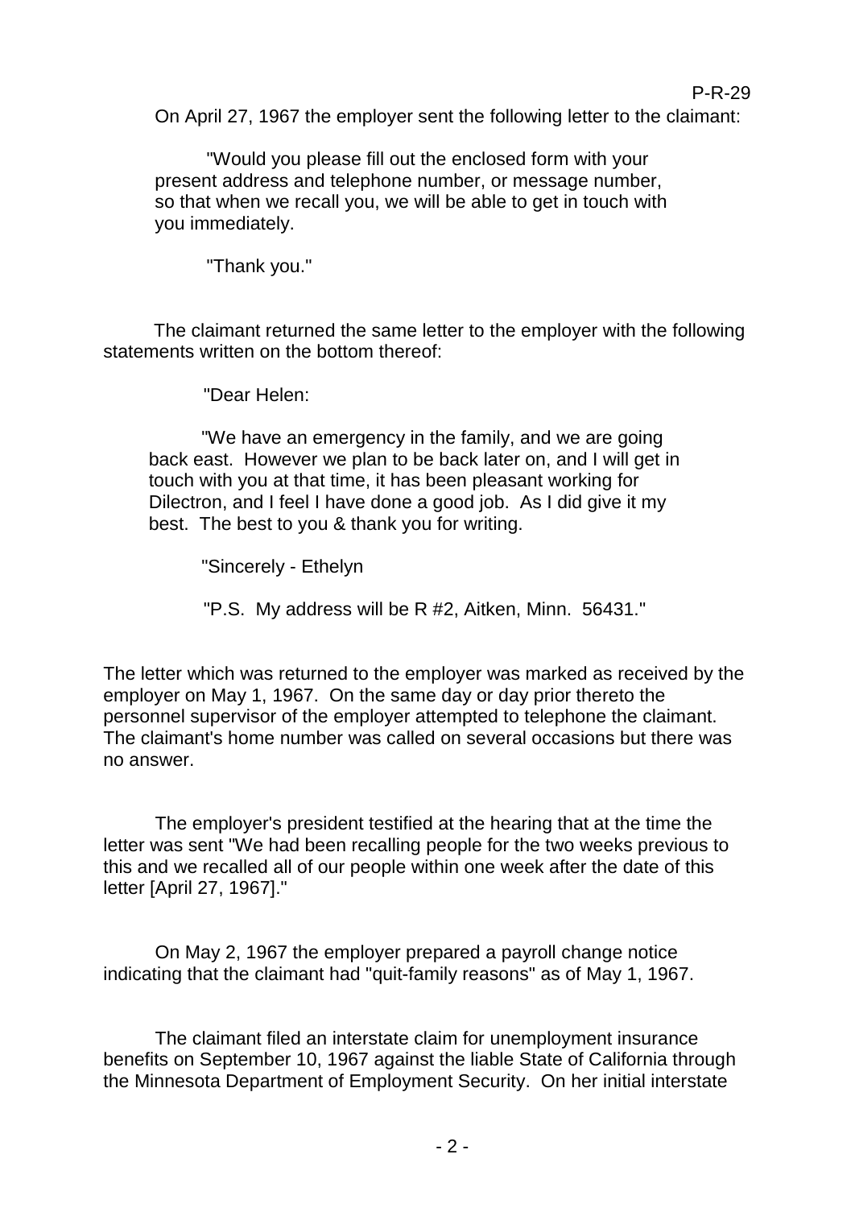On April 27, 1967 the employer sent the following letter to the claimant:

> "Would you please fill out the enclosed form with your present address and telephone number, or message number, so that when we recall you, we will be able to get in touch with you immediately.
>
> "Thank you."

The claimant returned the same letter to the employer with the following statements written on the bottom thereof:

> "Dear Helen:
>
> "We have an emergency in the family, and we are going back east. However we plan to be back later on, and I will get in touch with you at that time, it has been pleasant working for Dilectron, and I feel I have done a good job. As I did give it my best. The best to you & thank you for writing.
>
> "Sincerely - Ethelyn
>
> "P.S. My address will be R #2, Aitken, Minn. 56431."

The letter which was returned to the employer was marked as received by the employer on May 1, 1967. On the same day or day prior thereto the personnel supervisor of the employer attempted to telephone the claimant. The claimant's home number was called on several occasions but there was no answer.

The employer's president testified at the hearing that at the time the letter was sent "We had been recalling people for the two weeks previous to this and we recalled all of our people within one week after the date of this letter [April 27, 1967]."

On May 2, 1967 the employer prepared a payroll change notice indicating that the claimant had "quit-family reasons" as of May 1, 1967.

The claimant filed an interstate claim for unemployment insurance benefits on September 10, 1967 against the liable State of California through the Minnesota Department of Employment Security. On her initial interstate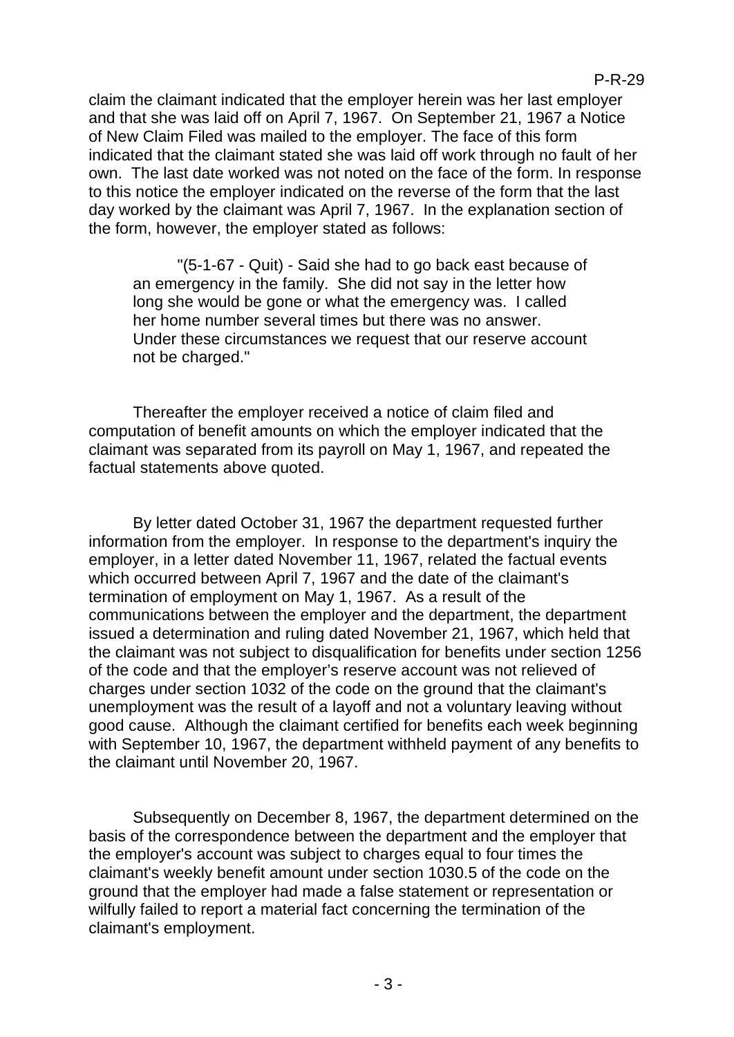claim the claimant indicated that the employer herein was her last employer and that she was laid off on April 7, 1967. On September 21, 1967 a Notice of New Claim Filed was mailed to the employer. The face of this form indicated that the claimant stated she was laid off work through no fault of her own. The last date worked was not noted on the face of the form. In response to this notice the employer indicated on the reverse of the form that the last day worked by the claimant was April 7, 1967. In the explanation section of the form, however, the employer stated as follows:

> "(5-1-67 - Quit) - Said she had to go back east because of an emergency in the family. She did not say in the letter how long she would be gone or what the emergency was. I called her home number several times but there was no answer. Under these circumstances we request that our reserve account not be charged."

Thereafter the employer received a notice of claim filed and computation of benefit amounts on which the employer indicated that the claimant was separated from its payroll on May 1, 1967, and repeated the factual statements above quoted.

By letter dated October 31, 1967 the department requested further information from the employer. In response to the department's inquiry the employer, in a letter dated November 11, 1967, related the factual events which occurred between April 7, 1967 and the date of the claimant's termination of employment on May 1, 1967. As a result of the communications between the employer and the department, the department issued a determination and ruling dated November 21, 1967, which held that the claimant was not subject to disqualification for benefits under section 1256 of the code and that the employer's reserve account was not relieved of charges under section 1032 of the code on the ground that the claimant's unemployment was the result of a layoff and not a voluntary leaving without good cause. Although the claimant certified for benefits each week beginning with September 10, 1967, the department withheld payment of any benefits to the claimant until November 20, 1967.

Subsequently on December 8, 1967, the department determined on the basis of the correspondence between the department and the employer that the employer's account was subject to charges equal to four times the claimant's weekly benefit amount under section 1030.5 of the code on the ground that the employer had made a false statement or representation or wilfully failed to report a material fact concerning the termination of the claimant's employment.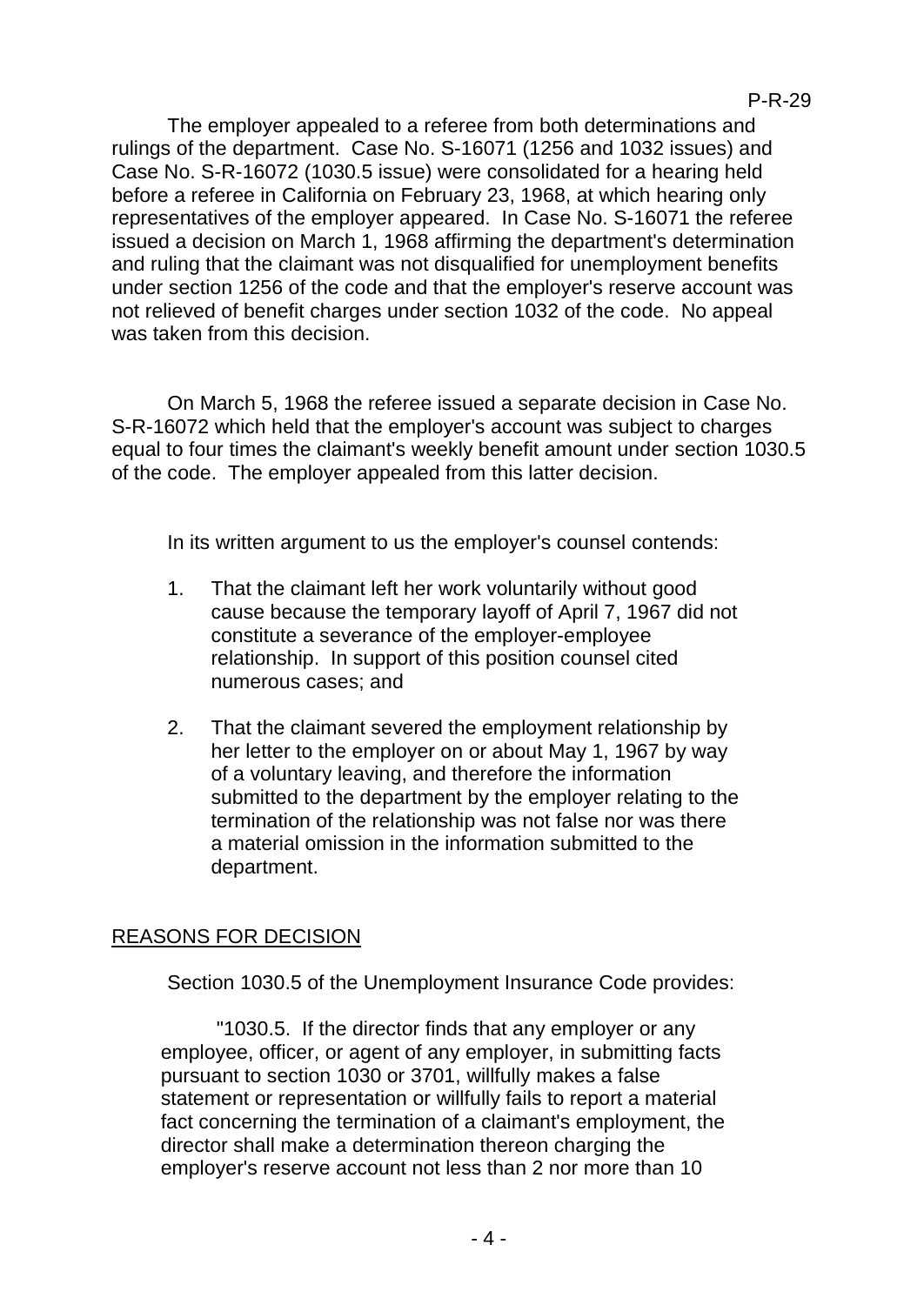The employer appealed to a referee from both determinations and rulings of the department. Case No. S-16071 (1256 and 1032 issues) and Case No. S-R-16072 (1030.5 issue) were consolidated for a hearing held before a referee in California on February 23, 1968, at which hearing only representatives of the employer appeared. In Case No. S-16071 the referee issued a decision on March 1, 1968 affirming the department's determination and ruling that the claimant was not disqualified for unemployment benefits under section 1256 of the code and that the employer's reserve account was not relieved of benefit charges under section 1032 of the code. No appeal was taken from this decision.

On March 5, 1968 the referee issued a separate decision in Case No. S-R-16072 which held that the employer's account was subject to charges equal to four times the claimant's weekly benefit amount under section 1030.5 of the code. The employer appealed from this latter decision.

In its written argument to us the employer's counsel contends:

1. That the claimant left her work voluntarily without good cause because the temporary layoff of April 7, 1967 did not constitute a severance of the employer-employee relationship. In support of this position counsel cited numerous cases; and
2. That the claimant severed the employment relationship by her letter to the employer on or about May 1, 1967 by way of a voluntary leaving, and therefore the information submitted to the department by the employer relating to the termination of the relationship was not false nor was there a material omission in the information submitted to the department.

## REASONS FOR DECISION

Section 1030.5 of the Unemployment Insurance Code provides:

> "1030.5. If the director finds that any employer or any employee, officer, or agent of any employer, in submitting facts pursuant to section 1030 or 3701, willfully makes a false statement or representation or willfully fails to report a material fact concerning the termination of a claimant's employment, the director shall make a determination thereon charging the employer's reserve account not less than 2 nor more than 10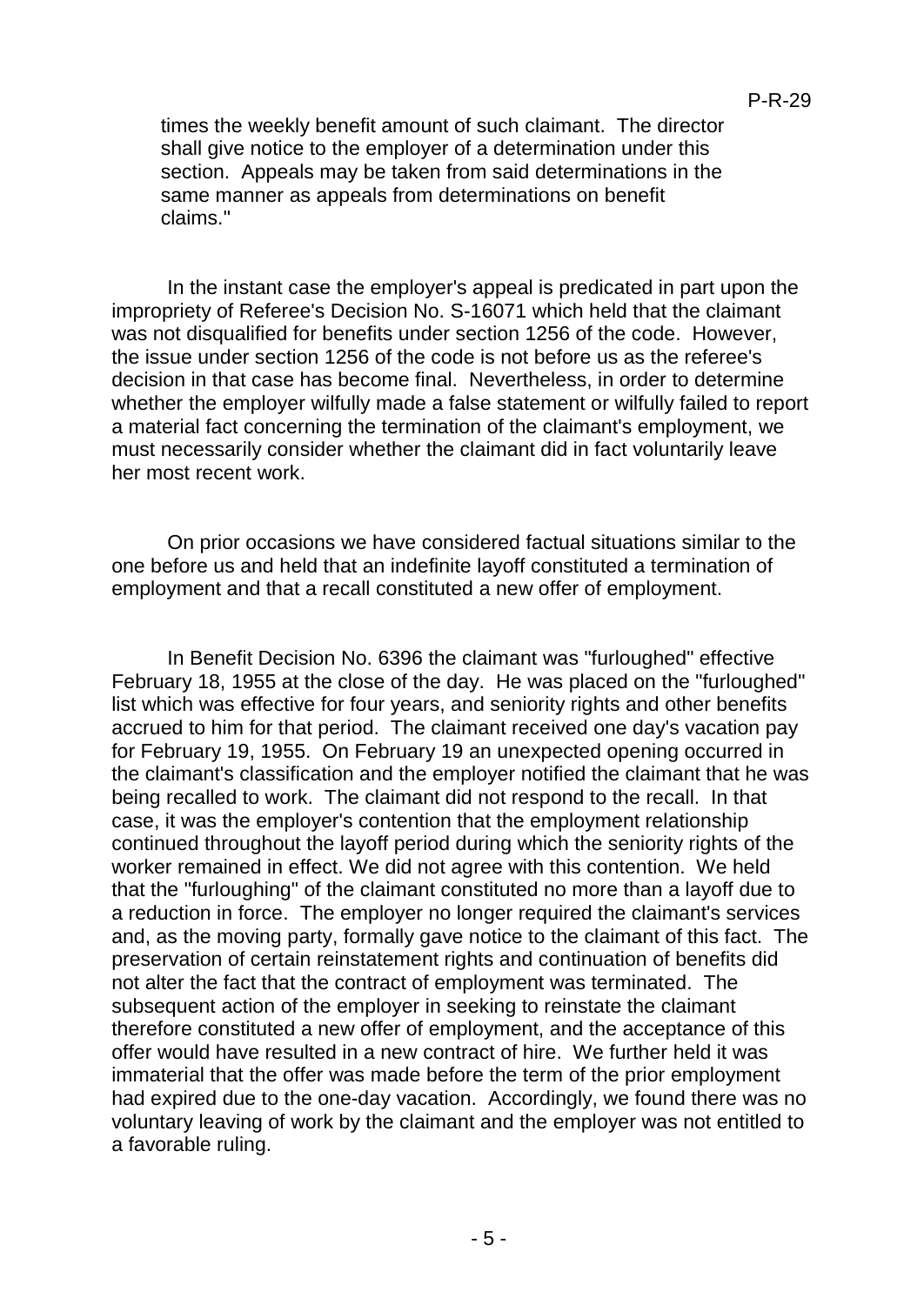times the weekly benefit amount of such claimant. The director shall give notice to the employer of a determination under this section. Appeals may be taken from said determinations in the same manner as appeals from determinations on benefit claims."

In the instant case the employer's appeal is predicated in part upon the impropriety of Referee's Decision No. S-16071 which held that the claimant was not disqualified for benefits under section 1256 of the code. However, the issue under section 1256 of the code is not before us as the referee's decision in that case has become final. Nevertheless, in order to determine whether the employer wilfully made a false statement or wilfully failed to report a material fact concerning the termination of the claimant's employment, we must necessarily consider whether the claimant did in fact voluntarily leave her most recent work.

On prior occasions we have considered factual situations similar to the one before us and held that an indefinite layoff constituted a termination of employment and that a recall constituted a new offer of employment.

In Benefit Decision No. 6396 the claimant was "furloughed" effective February 18, 1955 at the close of the day. He was placed on the "furloughed" list which was effective for four years, and seniority rights and other benefits accrued to him for that period. The claimant received one day's vacation pay for February 19, 1955. On February 19 an unexpected opening occurred in the claimant's classification and the employer notified the claimant that he was being recalled to work. The claimant did not respond to the recall. In that case, it was the employer's contention that the employment relationship continued throughout the layoff period during which the seniority rights of the worker remained in effect. We did not agree with this contention. We held that the "furloughing" of the claimant constituted no more than a layoff due to a reduction in force. The employer no longer required the claimant's services and, as the moving party, formally gave notice to the claimant of this fact. The preservation of certain reinstatement rights and continuation of benefits did not alter the fact that the contract of employment was terminated. The subsequent action of the employer in seeking to reinstate the claimant therefore constituted a new offer of employment, and the acceptance of this offer would have resulted in a new contract of hire. We further held it was immaterial that the offer was made before the term of the prior employment had expired due to the one-day vacation. Accordingly, we found there was no voluntary leaving of work by the claimant and the employer was not entitled to a favorable ruling.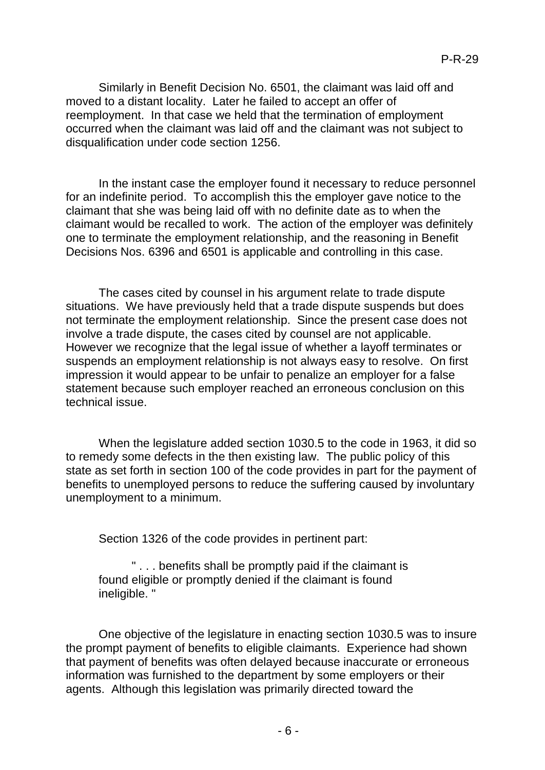Similarly in Benefit Decision No. 6501, the claimant was laid off and moved to a distant locality. Later he failed to accept an offer of reemployment. In that case we held that the termination of employment occurred when the claimant was laid off and the claimant was not subject to disqualification under code section 1256.

In the instant case the employer found it necessary to reduce personnel for an indefinite period. To accomplish this the employer gave notice to the claimant that she was being laid off with no definite date as to when the claimant would be recalled to work. The action of the employer was definitely one to terminate the employment relationship, and the reasoning in Benefit Decisions Nos. 6396 and 6501 is applicable and controlling in this case.

The cases cited by counsel in his argument relate to trade dispute situations. We have previously held that a trade dispute suspends but does not terminate the employment relationship. Since the present case does not involve a trade dispute, the cases cited by counsel are not applicable. However we recognize that the legal issue of whether a layoff terminates or suspends an employment relationship is not always easy to resolve. On first impression it would appear to be unfair to penalize an employer for a false statement because such employer reached an erroneous conclusion on this technical issue.

When the legislature added section 1030.5 to the code in 1963, it did so to remedy some defects in the then existing law. The public policy of this state as set forth in section 100 of the code provides in part for the payment of benefits to unemployed persons to reduce the suffering caused by involuntary unemployment to a minimum.

Section 1326 of the code provides in pertinent part:

> " . . . benefits shall be promptly paid if the claimant is found eligible or promptly denied if the claimant is found ineligible. "

One objective of the legislature in enacting section 1030.5 was to insure the prompt payment of benefits to eligible claimants. Experience had shown that payment of benefits was often delayed because inaccurate or erroneous information was furnished to the department by some employers or their agents. Although this legislation was primarily directed toward the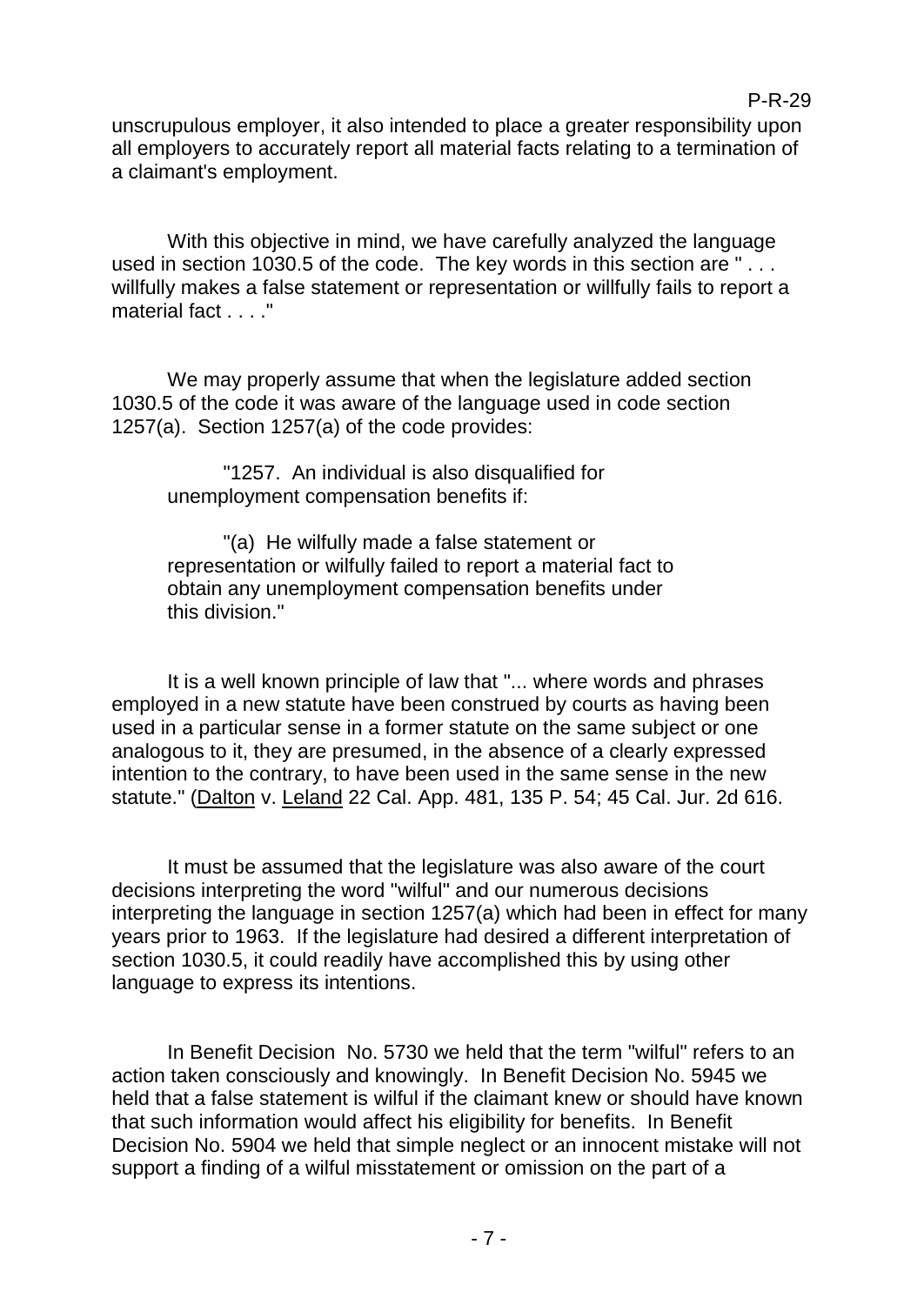unscrupulous employer, it also intended to place a greater responsibility upon all employers to accurately report all material facts relating to a termination of a claimant's employment.

With this objective in mind, we have carefully analyzed the language used in section 1030.5 of the code. The key words in this section are " . . . willfully makes a false statement or representation or willfully fails to report a material fact . . . ."

We may properly assume that when the legislature added section 1030.5 of the code it was aware of the language used in code section 1257(a). Section 1257(a) of the code provides:

> "1257. An individual is also disqualified for unemployment compensation benefits if:
>
> "(a) He wilfully made a false statement or representation or wilfully failed to report a material fact to obtain any unemployment compensation benefits under this division."

It is a well known principle of law that "... where words and phrases employed in a new statute have been construed by courts as having been used in a particular sense in a former statute on the same subject or one analogous to it, they are presumed, in the absence of a clearly expressed intention to the contrary, to have been used in the same sense in the new statute." (Dalton v. Leland 22 Cal. App. 481, 135 P. 54; 45 Cal. Jur. 2d 616.

It must be assumed that the legislature was also aware of the court decisions interpreting the word "wilful" and our numerous decisions interpreting the language in section 1257(a) which had been in effect for many years prior to 1963. If the legislature had desired a different interpretation of section 1030.5, it could readily have accomplished this by using other language to express its intentions.

In Benefit Decision No. 5730 we held that the term "wilful" refers to an action taken consciously and knowingly. In Benefit Decision No. 5945 we held that a false statement is wilful if the claimant knew or should have known that such information would affect his eligibility for benefits. In Benefit Decision No. 5904 we held that simple neglect or an innocent mistake will not support a finding of a wilful misstatement or omission on the part of a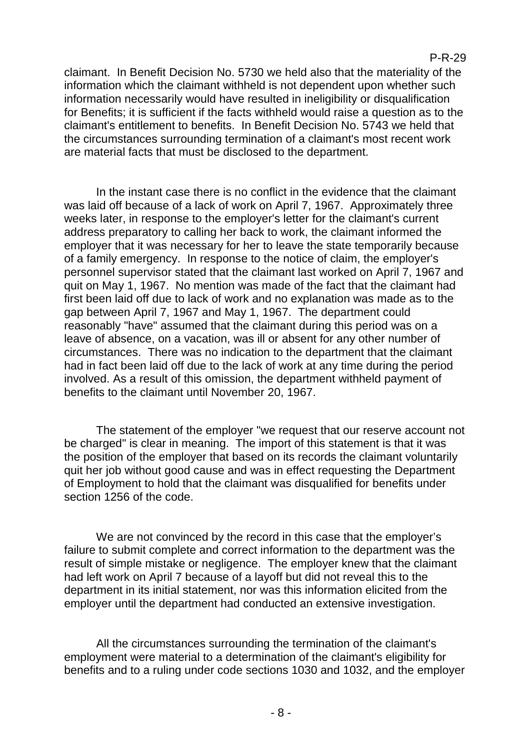claimant. In Benefit Decision No. 5730 we held also that the materiality of the information which the claimant withheld is not dependent upon whether such information necessarily would have resulted in ineligibility or disqualification for Benefits; it is sufficient if the facts withheld would raise a question as to the claimant's entitlement to benefits. In Benefit Decision No. 5743 we held that the circumstances surrounding termination of a claimant's most recent work are material facts that must be disclosed to the department.

In the instant case there is no conflict in the evidence that the claimant was laid off because of a lack of work on April 7, 1967. Approximately three weeks later, in response to the employer's letter for the claimant's current address preparatory to calling her back to work, the claimant informed the employer that it was necessary for her to leave the state temporarily because of a family emergency. In response to the notice of claim, the employer's personnel supervisor stated that the claimant last worked on April 7, 1967 and quit on May 1, 1967. No mention was made of the fact that the claimant had first been laid off due to lack of work and no explanation was made as to the gap between April 7, 1967 and May 1, 1967. The department could reasonably "have" assumed that the claimant during this period was on a leave of absence, on a vacation, was ill or absent for any other number of circumstances. There was no indication to the department that the claimant had in fact been laid off due to the lack of work at any time during the period involved. As a result of this omission, the department withheld payment of benefits to the claimant until November 20, 1967.

The statement of the employer "we request that our reserve account not be charged" is clear in meaning. The import of this statement is that it was the position of the employer that based on its records the claimant voluntarily quit her job without good cause and was in effect requesting the Department of Employment to hold that the claimant was disqualified for benefits under section 1256 of the code.

We are not convinced by the record in this case that the employer's failure to submit complete and correct information to the department was the result of simple mistake or negligence. The employer knew that the claimant had left work on April 7 because of a layoff but did not reveal this to the department in its initial statement, nor was this information elicited from the employer until the department had conducted an extensive investigation.

All the circumstances surrounding the termination of the claimant's employment were material to a determination of the claimant's eligibility for benefits and to a ruling under code sections 1030 and 1032, and the employer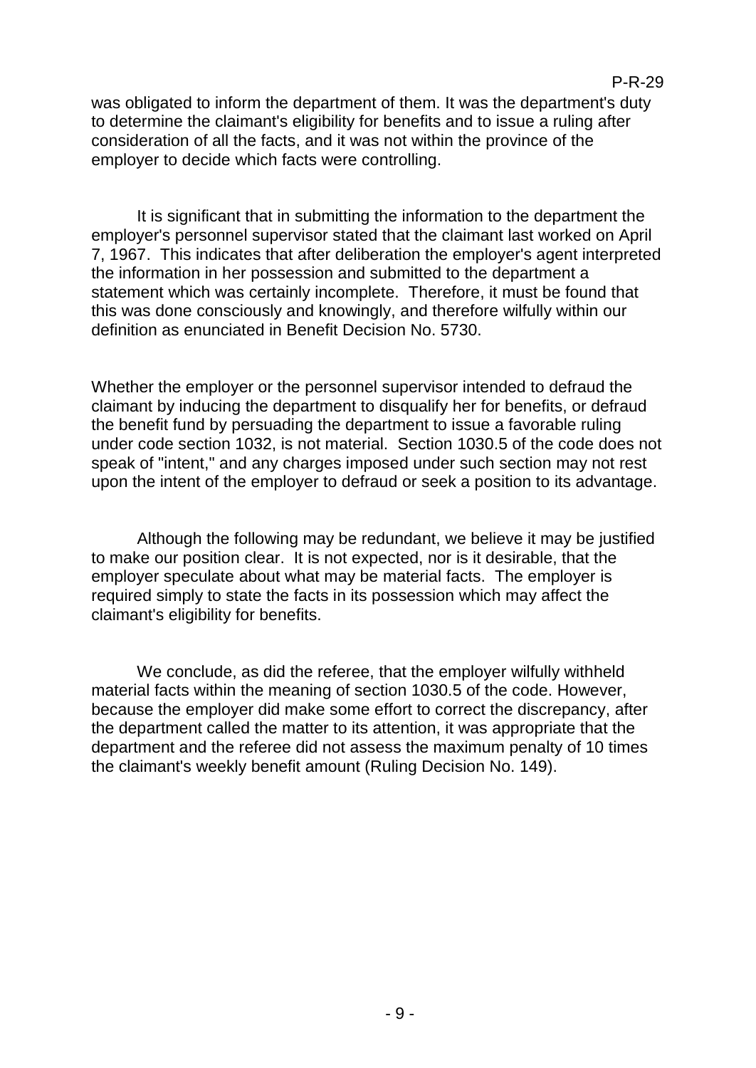was obligated to inform the department of them. It was the department's duty to determine the claimant's eligibility for benefits and to issue a ruling after consideration of all the facts, and it was not within the province of the employer to decide which facts were controlling.

It is significant that in submitting the information to the department the employer's personnel supervisor stated that the claimant last worked on April 7, 1967. This indicates that after deliberation the employer's agent interpreted the information in her possession and submitted to the department a statement which was certainly incomplete. Therefore, it must be found that this was done consciously and knowingly, and therefore wilfully within our definition as enunciated in Benefit Decision No. 5730.

Whether the employer or the personnel supervisor intended to defraud the claimant by inducing the department to disqualify her for benefits, or defraud the benefit fund by persuading the department to issue a favorable ruling under code section 1032, is not material. Section 1030.5 of the code does not speak of "intent," and any charges imposed under such section may not rest upon the intent of the employer to defraud or seek a position to its advantage.

Although the following may be redundant, we believe it may be justified to make our position clear. It is not expected, nor is it desirable, that the employer speculate about what may be material facts. The employer is required simply to state the facts in its possession which may affect the claimant's eligibility for benefits.

We conclude, as did the referee, that the employer wilfully withheld material facts within the meaning of section 1030.5 of the code. However, because the employer did make some effort to correct the discrepancy, after the department called the matter to its attention, it was appropriate that the department and the referee did not assess the maximum penalty of 10 times the claimant's weekly benefit amount (Ruling Decision No. 149).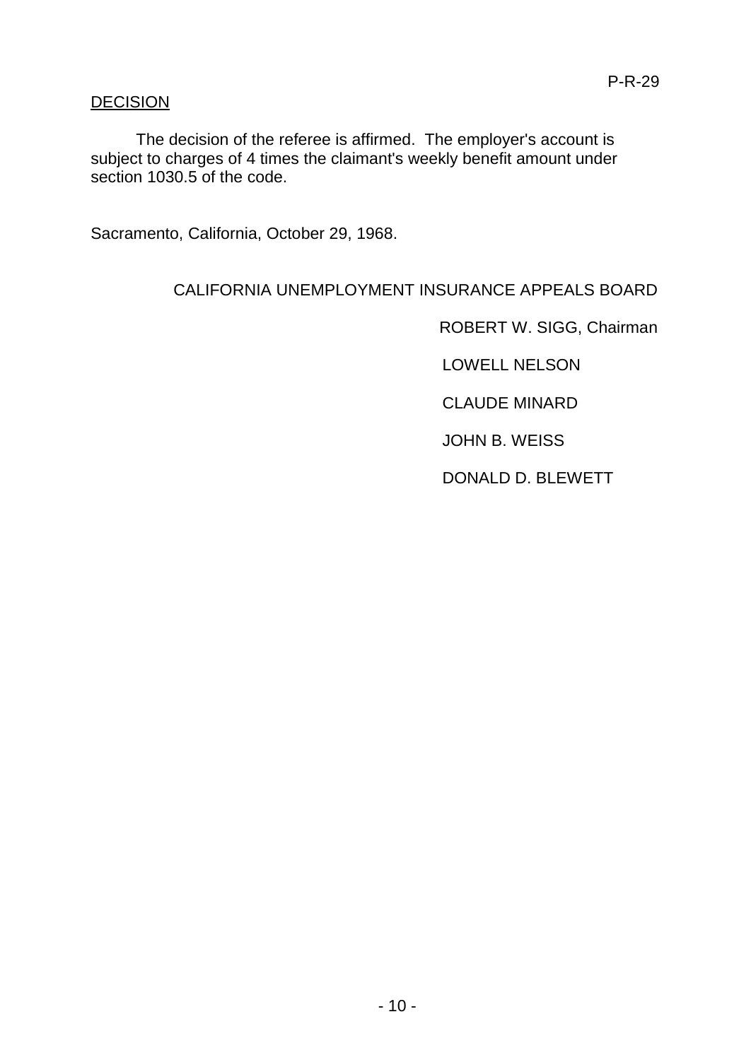## DECISION

The decision of the referee is affirmed. The employer's account is subject to charges of 4 times the claimant's weekly benefit amount under section 1030.5 of the code.

Sacramento, California, October 29, 1968.

CALIFORNIA UNEMPLOYMENT INSURANCE APPEALS BOARD

ROBERT W. SIGG, Chairman

LOWELL NELSON

CLAUDE MINARD

JOHN B. WEISS

DONALD D. BLEWETT